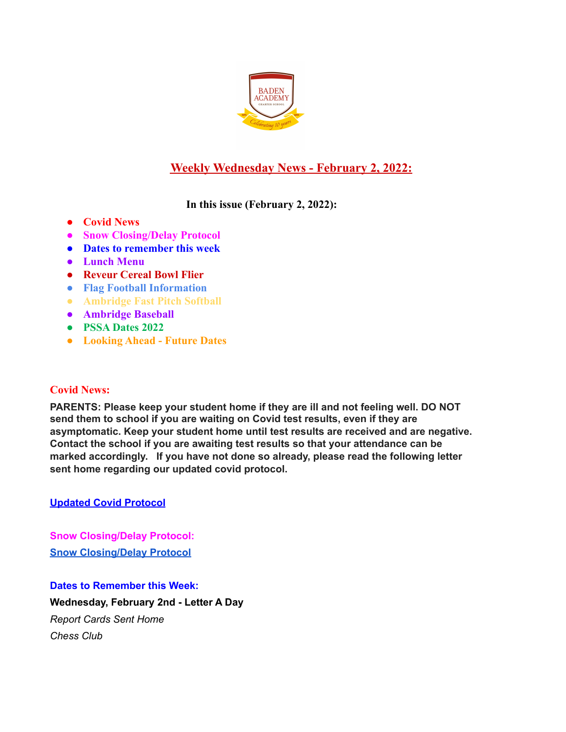# Weekly Wednesday News - February 2, 2022:

**In this issue (February 2, 2022):**

- **Covid News**
- **Snow Closing/Delay Protocol**
- **Dates to remember this week**
- **Lunch Menu**
- **Reveur Cereal Bowl Flier**
- **Flag Football Information**
- **Ambridge Fast Pitch Softball**
- **Ambridge Baseball**
- **PSSA Dates 2022**
- **Looking Ahead - Future Dates**

## Covid News:

**PARENTS: Please keep your student home if they are ill and not feeling well. DO NOT send them to school if you are waiting on Covid test results, even if they are asymptomatic. Keep your student home until test results are received and are negative. Contact the school if you are awaiting test results so that your attendance can be marked accordingly. If you have not done so already, please read the following letter sent home regarding our updated covid protocol.**

**Updated Covid Protocol**

## Snow Closing/Delay Protocol:

**Snow Closing/Delay Protocol**

## Dates to Remember this Week:

**Wednesday, February 2nd - Letter A Day**

*Report Cards Sent Home*

*Chess Club*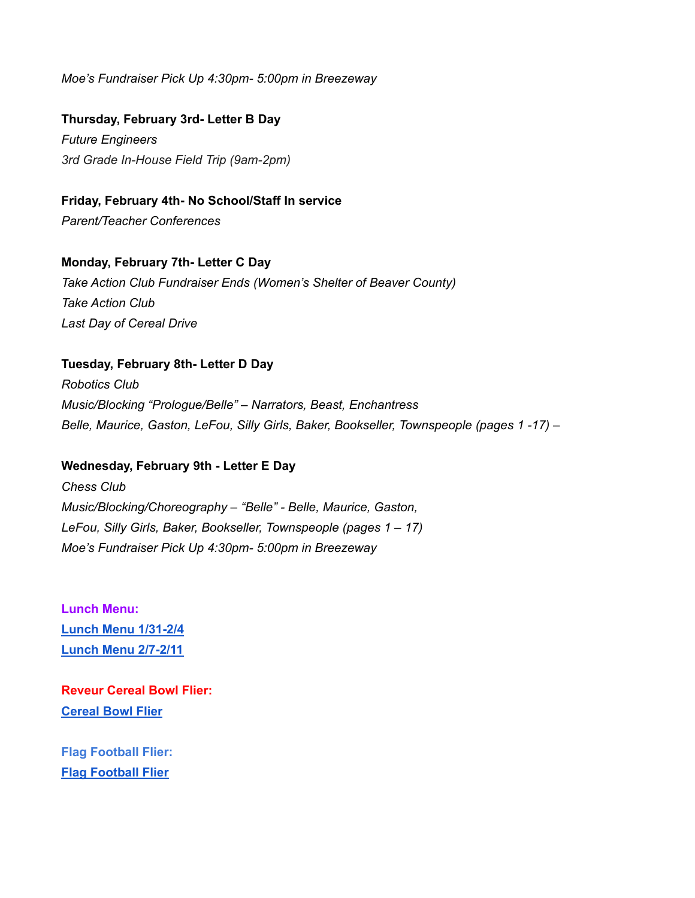*Moe's Fundraiser Pick Up 4:30pm- 5:00pm in Breezeway*

**Thursday, February 3rd- Letter B Day**

*Future Engineers*

*3rd Grade In-House Field Trip (9am-2pm)*

**Friday, February 4th- No School/Staff In service**

*Parent/Teacher Conferences*

**Monday, February 7th- Letter C Day**

*Take Action Club Fundraiser Ends (Women's Shelter of Beaver County)*

*Take Action Club*

*Last Day of Cereal Drive*

**Tuesday, February 8th- Letter D Day**

*Robotics Club*

*Music/Blocking "Prologue/Belle" – Narrators, Beast, Enchantress*

*Belle, Maurice, Gaston, LeFou, Silly Girls, Baker, Bookseller, Townspeople (pages 1 -17) –*

**Wednesday, February 9th - Letter E Day**

*Chess Club*

*Music/Blocking/Choreography – "Belle" - Belle, Maurice, Gaston,*

*LeFou, Silly Girls, Baker, Bookseller, Townspeople (pages 1 – 17)*

*Moe's Fundraiser Pick Up 4:30pm- 5:00pm in Breezeway*

**Lunch Menu:**

**Lunch Menu 1/31-2/4**

**Lunch Menu 2/7-2/11**

**Reveur Cereal Bowl Flier:**

**Cereal Bowl Flier**

**Flag Football Flier:**

**Flag Football Flier**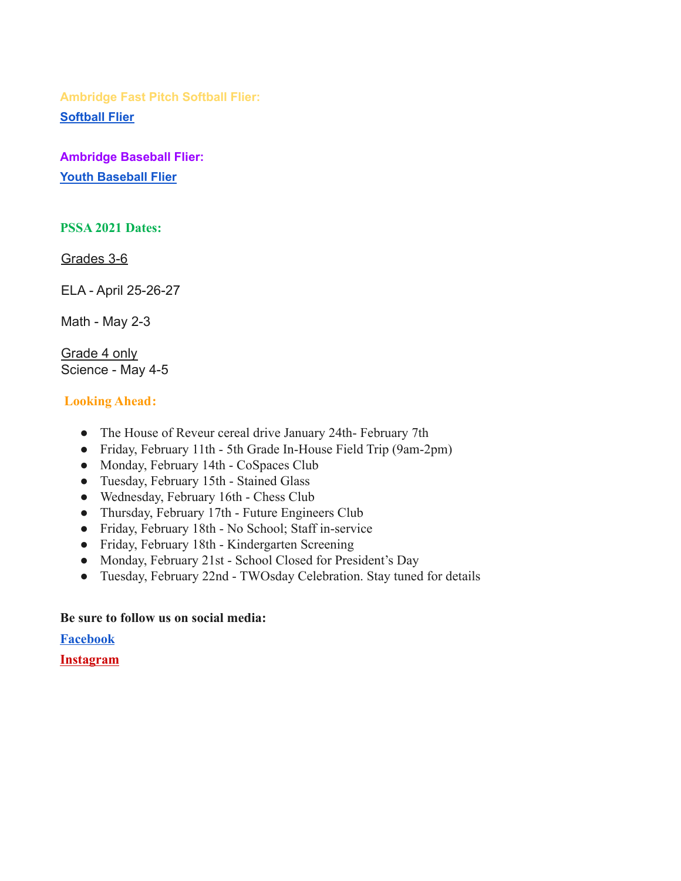**Ambridge Fast Pitch Softball Flier:**

[Softball Flier]

**Ambridge Baseball Flier:**

[Youth Baseball Flier]

**PSSA 2021 Dates:**

Grades 3-6

ELA - April 25-26-27

Math - May 2-3

Grade 4 only
Science - May 4-5

**Looking Ahead:**

- The House of Reveur cereal drive January 24th- February 7th
- Friday, February 11th - 5th Grade In-House Field Trip (9am-2pm)
- Monday, February 14th - CoSpaces Club
- Tuesday, February 15th - Stained Glass
- Wednesday, February 16th - Chess Club
- Thursday, February 17th - Future Engineers Club
- Friday, February 18th - No School; Staff in-service
- Friday, February 18th - Kindergarten Screening
- Monday, February 21st - School Closed for President's Day
- Tuesday, February 22nd - TWOsday Celebration. Stay tuned for details

**Be sure to follow us on social media:**

[Facebook]

[Instagram]